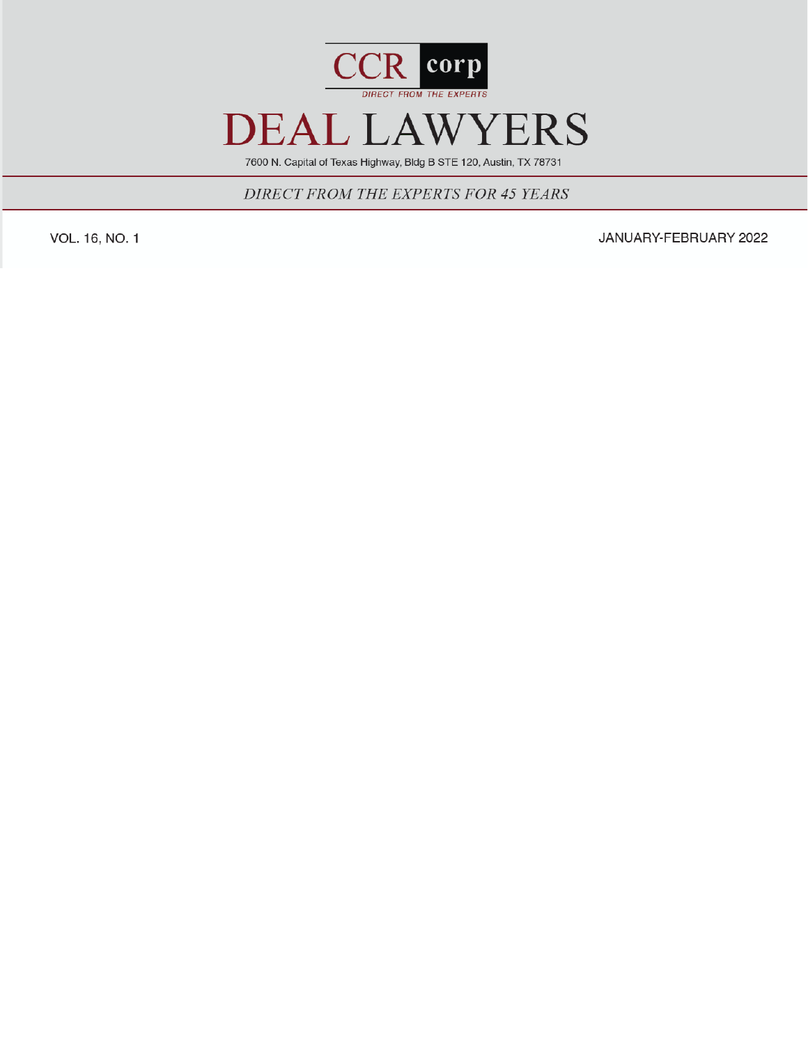CCR corp

DIRECT FROM THE EXPERTS

# DEAL LAWYERS

7600 N. Capital of Texas Highway, Bldg B STE 120, Austin, TX 78731

*DIRECT FROM THE EXPERTS FOR 45 YEARS*

VOL. 16, NO. 1

JANUARY-FEBRUARY 2022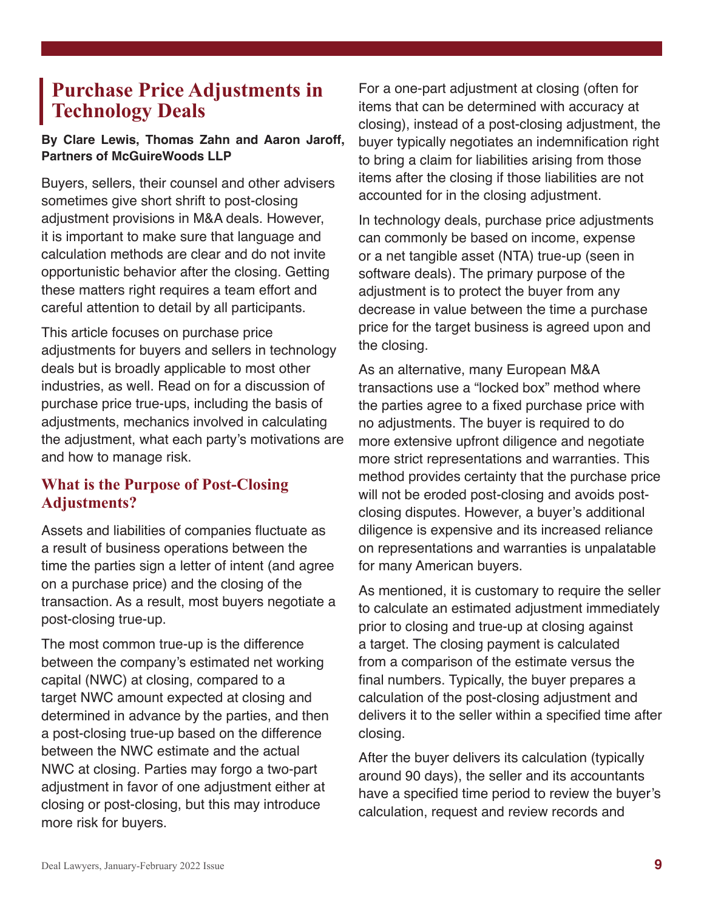# Purchase Price Adjustments in Technology Deals

**By Clare Lewis, Thomas Zahn and Aaron Jaroff, Partners of McGuireWoods LLP**

Buyers, sellers, their counsel and other advisers sometimes give short shrift to post-closing adjustment provisions in M&A deals. However, it is important to make sure that language and calculation methods are clear and do not invite opportunistic behavior after the closing. Getting these matters right requires a team effort and careful attention to detail by all participants.

This article focuses on purchase price adjustments for buyers and sellers in technology deals but is broadly applicable to most other industries, as well. Read on for a discussion of purchase price true-ups, including the basis of adjustments, mechanics involved in calculating the adjustment, what each party's motivations are and how to manage risk.

## What is the Purpose of Post-Closing Adjustments?

Assets and liabilities of companies fluctuate as a result of business operations between the time the parties sign a letter of intent (and agree on a purchase price) and the closing of the transaction. As a result, most buyers negotiate a post-closing true-up.

The most common true-up is the difference between the company's estimated net working capital (NWC) at closing, compared to a target NWC amount expected at closing and determined in advance by the parties, and then a post-closing true-up based on the difference between the NWC estimate and the actual NWC at closing. Parties may forgo a two-part adjustment in favor of one adjustment either at closing or post-closing, but this may introduce more risk for buyers.

For a one-part adjustment at closing (often for items that can be determined with accuracy at closing), instead of a post-closing adjustment, the buyer typically negotiates an indemnification right to bring a claim for liabilities arising from those items after the closing if those liabilities are not accounted for in the closing adjustment.

In technology deals, purchase price adjustments can commonly be based on income, expense or a net tangible asset (NTA) true-up (seen in software deals). The primary purpose of the adjustment is to protect the buyer from any decrease in value between the time a purchase price for the target business is agreed upon and the closing.

As an alternative, many European M&A transactions use a "locked box" method where the parties agree to a fixed purchase price with no adjustments. The buyer is required to do more extensive upfront diligence and negotiate more strict representations and warranties. This method provides certainty that the purchase price will not be eroded post-closing and avoids post-closing disputes. However, a buyer's additional diligence is expensive and its increased reliance on representations and warranties is unpalatable for many American buyers.

As mentioned, it is customary to require the seller to calculate an estimated adjustment immediately prior to closing and true-up at closing against a target. The closing payment is calculated from a comparison of the estimate versus the final numbers. Typically, the buyer prepares a calculation of the post-closing adjustment and delivers it to the seller within a specified time after closing.

After the buyer delivers its calculation (typically around 90 days), the seller and its accountants have a specified time period to review the buyer's calculation, request and review records and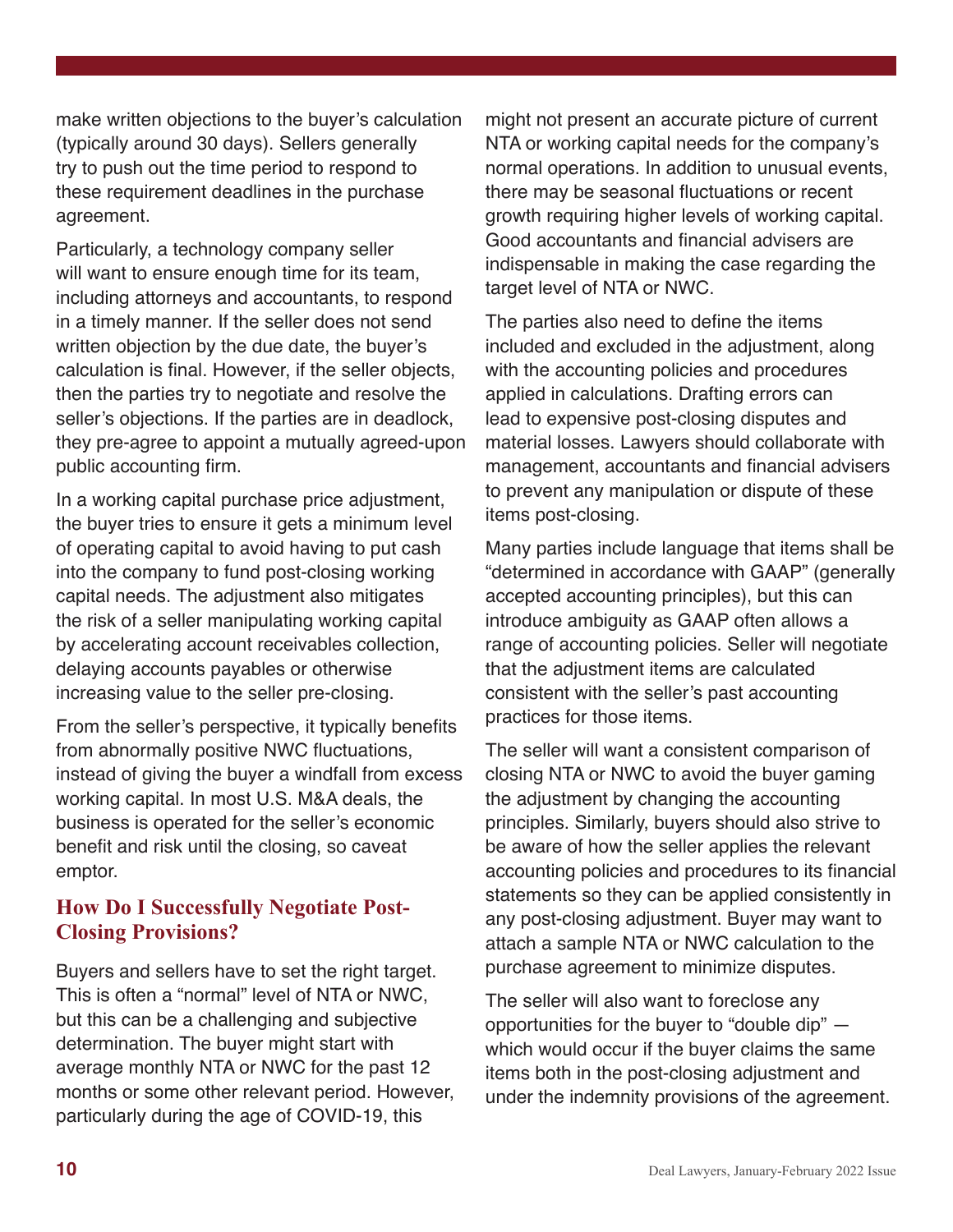make written objections to the buyer's calculation (typically around 30 days). Sellers generally try to push out the time period to respond to these requirement deadlines in the purchase agreement.

Particularly, a technology company seller will want to ensure enough time for its team, including attorneys and accountants, to respond in a timely manner. If the seller does not send written objection by the due date, the buyer's calculation is final. However, if the seller objects, then the parties try to negotiate and resolve the seller's objections. If the parties are in deadlock, they pre-agree to appoint a mutually agreed-upon public accounting firm.

In a working capital purchase price adjustment, the buyer tries to ensure it gets a minimum level of operating capital to avoid having to put cash into the company to fund post-closing working capital needs. The adjustment also mitigates the risk of a seller manipulating working capital by accelerating account receivables collection, delaying accounts payables or otherwise increasing value to the seller pre-closing.

From the seller's perspective, it typically benefits from abnormally positive NWC fluctuations, instead of giving the buyer a windfall from excess working capital. In most U.S. M&A deals, the business is operated for the seller's economic benefit and risk until the closing, so caveat emptor.

## How Do I Successfully Negotiate Post-Closing Provisions?

Buyers and sellers have to set the right target. This is often a "normal" level of NTA or NWC, but this can be a challenging and subjective determination. The buyer might start with average monthly NTA or NWC for the past 12 months or some other relevant period. However, particularly during the age of COVID-19, this might not present an accurate picture of current NTA or working capital needs for the company's normal operations. In addition to unusual events, there may be seasonal fluctuations or recent growth requiring higher levels of working capital. Good accountants and financial advisers are indispensable in making the case regarding the target level of NTA or NWC.

The parties also need to define the items included and excluded in the adjustment, along with the accounting policies and procedures applied in calculations. Drafting errors can lead to expensive post-closing disputes and material losses. Lawyers should collaborate with management, accountants and financial advisers to prevent any manipulation or dispute of these items post-closing.

Many parties include language that items shall be "determined in accordance with GAAP" (generally accepted accounting principles), but this can introduce ambiguity as GAAP often allows a range of accounting policies. Seller will negotiate that the adjustment items are calculated consistent with the seller's past accounting practices for those items.

The seller will want a consistent comparison of closing NTA or NWC to avoid the buyer gaming the adjustment by changing the accounting principles. Similarly, buyers should also strive to be aware of how the seller applies the relevant accounting policies and procedures to its financial statements so they can be applied consistently in any post-closing adjustment. Buyer may want to attach a sample NTA or NWC calculation to the purchase agreement to minimize disputes.

The seller will also want to foreclose any opportunities for the buyer to "double dip" — which would occur if the buyer claims the same items both in the post-closing adjustment and under the indemnity provisions of the agreement.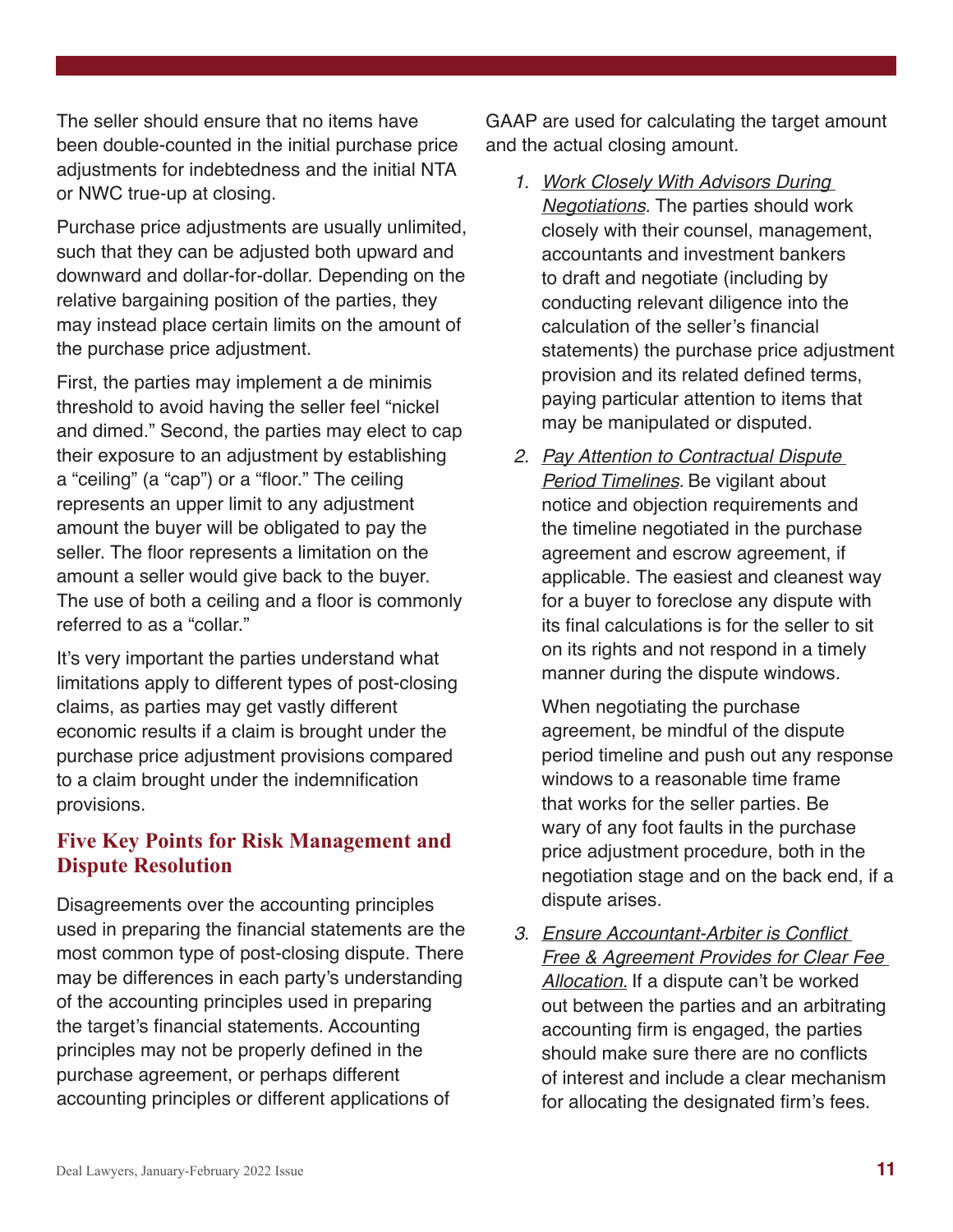The seller should ensure that no items have been double-counted in the initial purchase price adjustments for indebtedness and the initial NTA or NWC true-up at closing.

Purchase price adjustments are usually unlimited, such that they can be adjusted both upward and downward and dollar-for-dollar. Depending on the relative bargaining position of the parties, they may instead place certain limits on the amount of the purchase price adjustment.

First, the parties may implement a de minimis threshold to avoid having the seller feel "nickel and dimed." Second, the parties may elect to cap their exposure to an adjustment by establishing a "ceiling" (a "cap") or a "floor." The ceiling represents an upper limit to any adjustment amount the buyer will be obligated to pay the seller. The floor represents a limitation on the amount a seller would give back to the buyer. The use of both a ceiling and a floor is commonly referred to as a "collar."

It's very important the parties understand what limitations apply to different types of post-closing claims, as parties may get vastly different economic results if a claim is brought under the purchase price adjustment provisions compared to a claim brought under the indemnification provisions.

## Five Key Points for Risk Management and Dispute Resolution

Disagreements over the accounting principles used in preparing the financial statements are the most common type of post-closing dispute. There may be differences in each party's understanding of the accounting principles used in preparing the target's financial statements. Accounting principles may not be properly defined in the purchase agreement, or perhaps different accounting principles or different applications of GAAP are used for calculating the target amount and the actual closing amount.

1. *Work Closely With Advisors During Negotiations.* The parties should work closely with their counsel, management, accountants and investment bankers to draft and negotiate (including by conducting relevant diligence into the calculation of the seller's financial statements) the purchase price adjustment provision and its related defined terms, paying particular attention to items that may be manipulated or disputed.

2. *Pay Attention to Contractual Dispute Period Timelines.* Be vigilant about notice and objection requirements and the timeline negotiated in the purchase agreement and escrow agreement, if applicable. The easiest and cleanest way for a buyer to foreclose any dispute with its final calculations is for the seller to sit on its rights and not respond in a timely manner during the dispute windows.

   When negotiating the purchase agreement, be mindful of the dispute period timeline and push out any response windows to a reasonable time frame that works for the seller parties. Be wary of any foot faults in the purchase price adjustment procedure, both in the negotiation stage and on the back end, if a dispute arises.

3. *Ensure Accountant-Arbiter is Conflict Free & Agreement Provides for Clear Fee Allocation.* If a dispute can't be worked out between the parties and an arbitrating accounting firm is engaged, the parties should make sure there are no conflicts of interest and include a clear mechanism for allocating the designated firm's fees.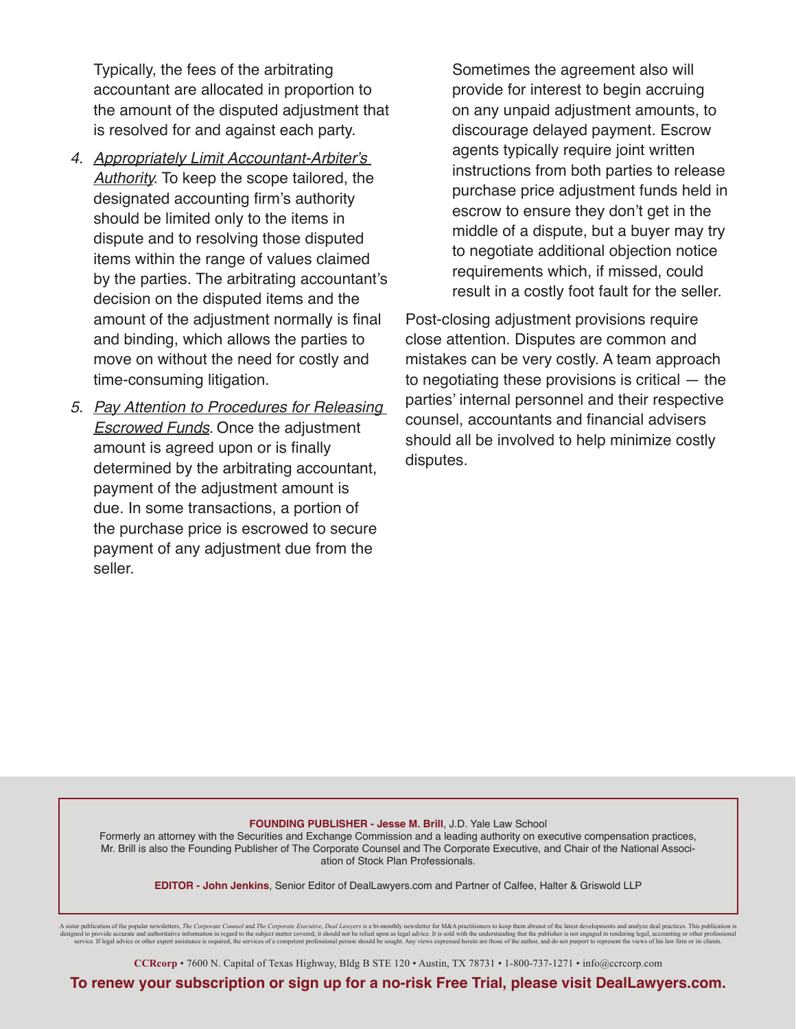Typically, the fees of the arbitrating accountant are allocated in proportion to the amount of the disputed adjustment that is resolved for and against each party.

4. *Appropriately Limit Accountant-Arbiter's Authority*. To keep the scope tailored, the designated accounting firm's authority should be limited only to the items in dispute and to resolving those disputed items within the range of values claimed by the parties. The arbitrating accountant's decision on the disputed items and the amount of the adjustment normally is final and binding, which allows the parties to move on without the need for costly and time-consuming litigation.

5. *Pay Attention to Procedures for Releasing Escrowed Funds*. Once the adjustment amount is agreed upon or is finally determined by the arbitrating accountant, payment of the adjustment amount is due. In some transactions, a portion of the purchase price is escrowed to secure payment of any adjustment due from the seller.

   Sometimes the agreement also will provide for interest to begin accruing on any unpaid adjustment amounts, to discourage delayed payment. Escrow agents typically require joint written instructions from both parties to release purchase price adjustment funds held in escrow to ensure they don't get in the middle of a dispute, but a buyer may try to negotiate additional objection notice requirements which, if missed, could result in a costly foot fault for the seller.

Post-closing adjustment provisions require close attention. Disputes are common and mistakes can be very costly. A team approach to negotiating these provisions is critical — the parties' internal personnel and their respective counsel, accountants and financial advisers should all be involved to help minimize costly disputes.

**FOUNDING PUBLISHER - Jesse M. Brill**, J.D. Yale Law School

Formerly an attorney with the Securities and Exchange Commission and a leading authority on executive compensation practices, Mr. Brill is also the Founding Publisher of The Corporate Counsel and The Corporate Executive, and Chair of the National Association of Stock Plan Professionals.

**EDITOR - John Jenkins**, Senior Editor of DealLawyers.com and Partner of Calfee, Halter & Griswold LLP

A sister publication of the popular newsletters, *The Corporate Counsel* and *The Corporate Executive*, *Deal Lawyers* is a bi-monthly newsletter for M&A practitioners to keep them abreast of the latest developments and analyze deal practices. This publication is designed to provide accurate and authoritative information in regard to the subject matter covered; it should not be relied upon as legal advice. It is sold with the understanding that the publisher is not engaged in rendering legal, accounting or other professional service. If legal advice or other expert assistance is required, the services of a competent professional person should be sought. Any views expressed herein are those of the author, and do not purport to represent the views of his law firm or its clients.

**CCRcorp** • 7600 N. Capital of Texas Highway, Bldg B STE 120 • Austin, TX 78731 • 1-800-737-1271 • info@ccrcorp.com

**To renew your subscription or sign up for a no-risk Free Trial, please visit DealLawyers.com.**